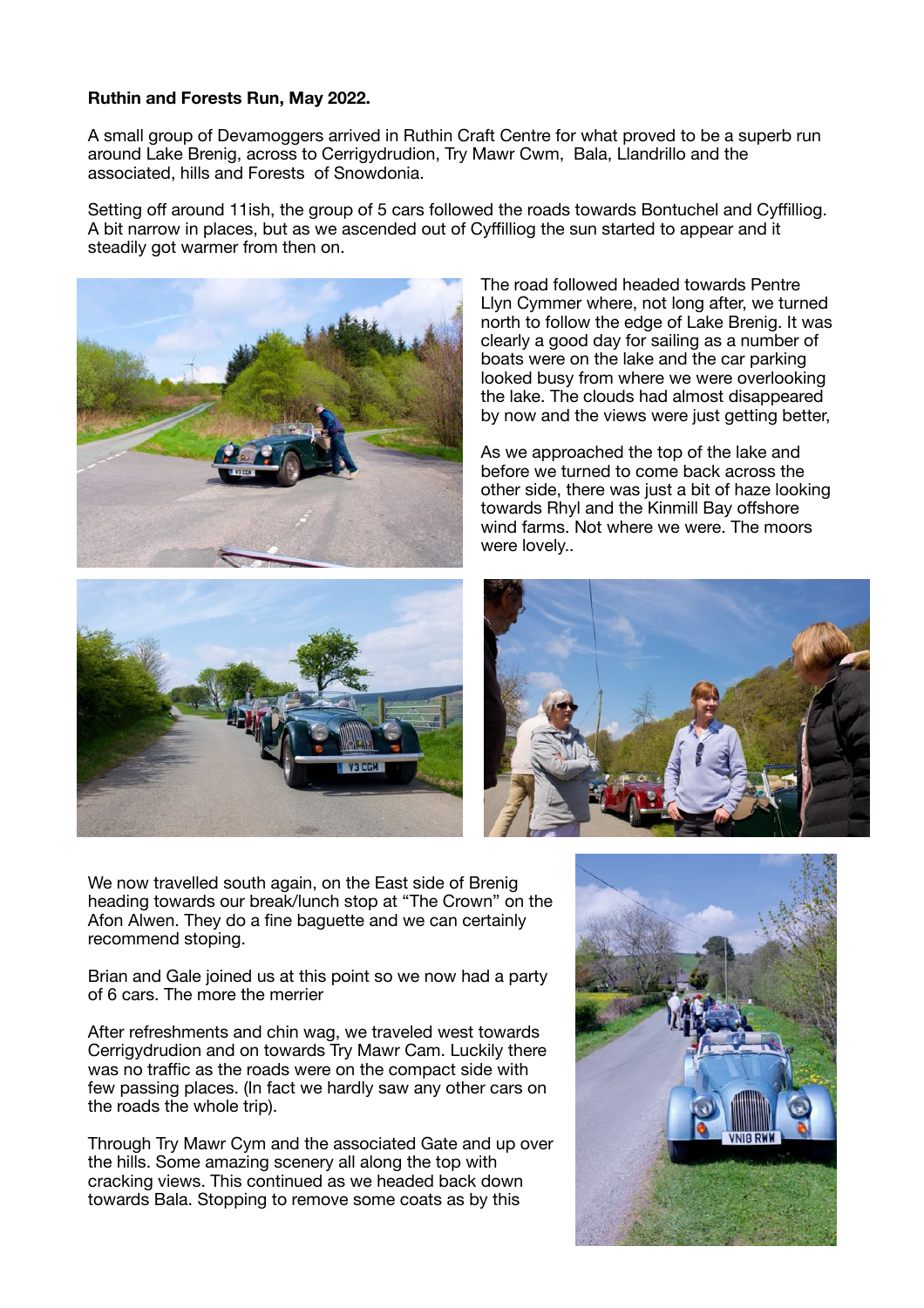**Ruthin and Forests Run, May 2022.**

A small group of Devamoggers arrived in Ruthin Craft Centre for what proved to be a superb run around Lake Brenig, across to Cerrigydrudion, Try Mawr Cwm, Bala, Llandrillo and the associated, hills and Forests of Snowdonia.

Setting off around 11ish, the group of 5 cars followed the roads towards Bontuchel and Cyffilliog. A bit narrow in places, but as we ascended out of Cyffilliog the sun started to appear and it steadily got warmer from then on.

The road followed headed towards Pentre Llyn Cymmer where, not long after, we turned north to follow the edge of Lake Brenig. It was clearly a good day for sailing as a number of boats were on the lake and the car parking looked busy from where we were overlooking the lake. The clouds had almost disappeared by now and the views were just getting better,

As we approached the top of the lake and before we turned to come back across the other side, there was just a bit of haze looking towards Rhyl and the Kinmill Bay offshore wind farms. Not where we were. The moors were lovely..

We now travelled south again, on the East side of Brenig heading towards our break/lunch stop at "The Crown" on the Afon Alwen. They do a fine baguette and we can certainly recommend stoping.

Brian and Gale joined us at this point so we now had a party of 6 cars. The more the merrier

After refreshments and chin wag, we traveled west towards Cerrigydrudion and on towards Try Mawr Cam. Luckily there was no traffic as the roads were on the compact side with few passing places. (In fact we hardly saw any other cars on the roads the whole trip).

Through Try Mawr Cym and the associated Gate and up over the hills. Some amazing scenery all along the top with cracking views. This continued as we headed back down towards Bala. Stopping to remove some coats as by this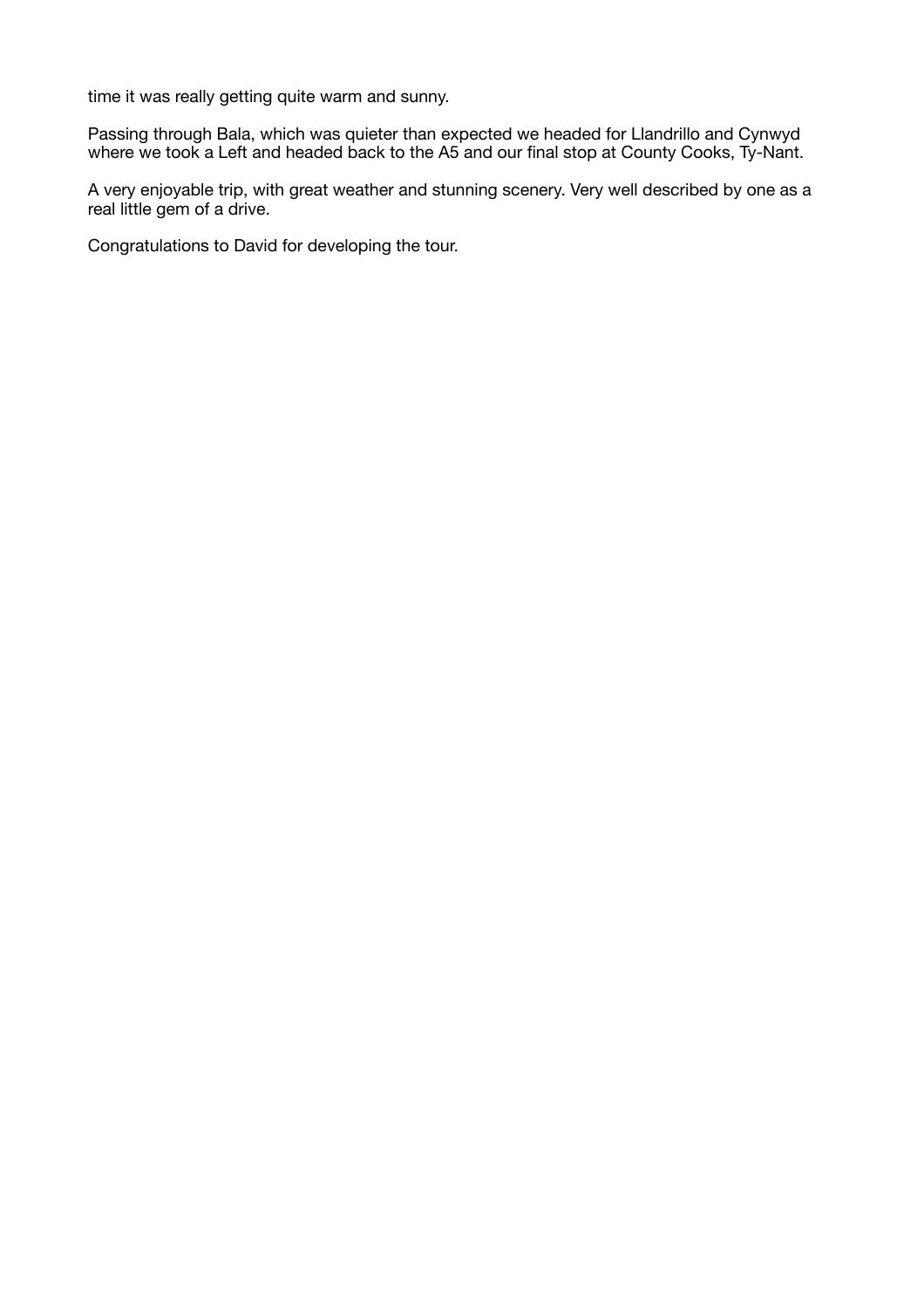time it was really getting quite warm and sunny.

Passing through Bala, which was quieter than expected we headed for Llandrillo and Cynwyd where we took a Left and headed back to the A5 and our final stop at County Cooks, Ty-Nant.

A very enjoyable trip, with great weather and stunning scenery. Very well described by one as a real little gem of a drive.

Congratulations to David for developing the tour.